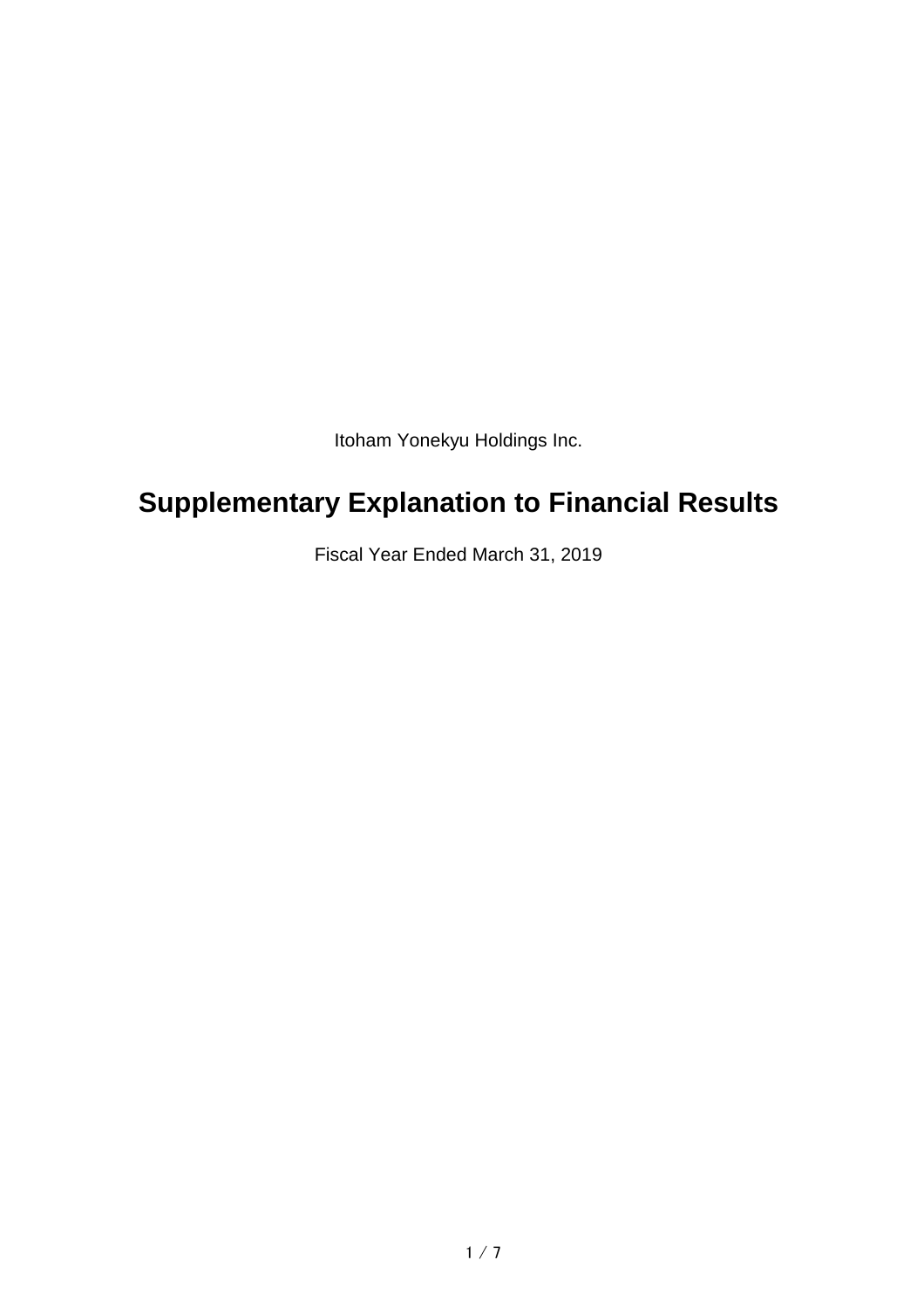Itoham Yonekyu Holdings Inc.

# Supplementary Explanation to Financial Results

Fiscal Year Ended March 31, 2019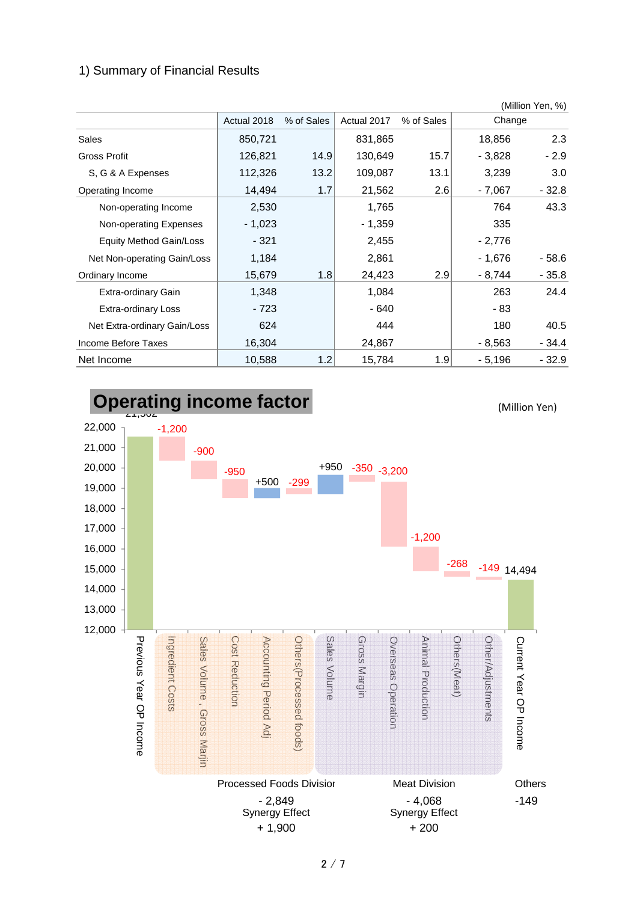1) Summary of Financial Results

(Million Yen, %)

| | Actual 2018 | % of Sales | Actual 2017 | % of Sales | Change | |
|---|---|---|---|---|---|---|
| Sales | 850,721 | | 831,865 | | 18,856 | 2.3 |
| Gross Profit | 126,821 | 14.9 | 130,649 | 15.7 | - 3,828 | - 2.9 |
| S, G & A Expenses | 112,326 | 13.2 | 109,087 | 13.1 | 3,239 | 3.0 |
| Operating Income | 14,494 | 1.7 | 21,562 | 2.6 | - 7,067 | - 32.8 |
| Non-operating Income | 2,530 | | 1,765 | | 764 | 43.3 |
| Non-operating Expenses | - 1,023 | | - 1,359 | | 335 | |
| Equity Method Gain/Loss | - 321 | | 2,455 | | - 2,776 | |
| Net Non-operating Gain/Loss | 1,184 | | 2,861 | | - 1,676 | - 58.6 |
| Ordinary Income | 15,679 | 1.8 | 24,423 | 2.9 | - 8,744 | - 35.8 |
| Extra-ordinary Gain | 1,348 | | 1,084 | | 263 | 24.4 |
| Extra-ordinary Loss | - 723 | | - 640 | | - 83 | |
| Net Extra-ordinary Gain/Loss | 624 | | 444 | | 180 | 40.5 |
| Income Before Taxes | 16,304 | | 24,867 | | - 8,563 | - 34.4 |
| Net Income | 10,588 | 1.2 | 15,784 | 1.9 | - 5,196 | - 32.9 |

## Operating income factor

(Million Yen)

| Item | Amount |
|---|---|
| Previous Year OP Income | 21,562 |
| Ingredient Costs | -1,200 |
| Sales Volume , Gross Marjin | -900 |
| Cost Reduction | -950 |
| Accounting Period Adj | +500 |
| Others(Processed foods) | -299 |
| Sales Volume | +950 |
| Gross Margin | -350 |
| Overseas Operation | -3,200 |
| Animal Production | -1,200 |
| Others(Meat) | -268 |
| Other/Adjustments | -149 |
| Current Year OP Income | 14,494 |

| Processed Foods Division | Meat Division | Others |
|---|---|---|
| - 2,849 | - 4,068 | -149 |
| Synergy Effect + 1,900 | Synergy Effect + 200 | |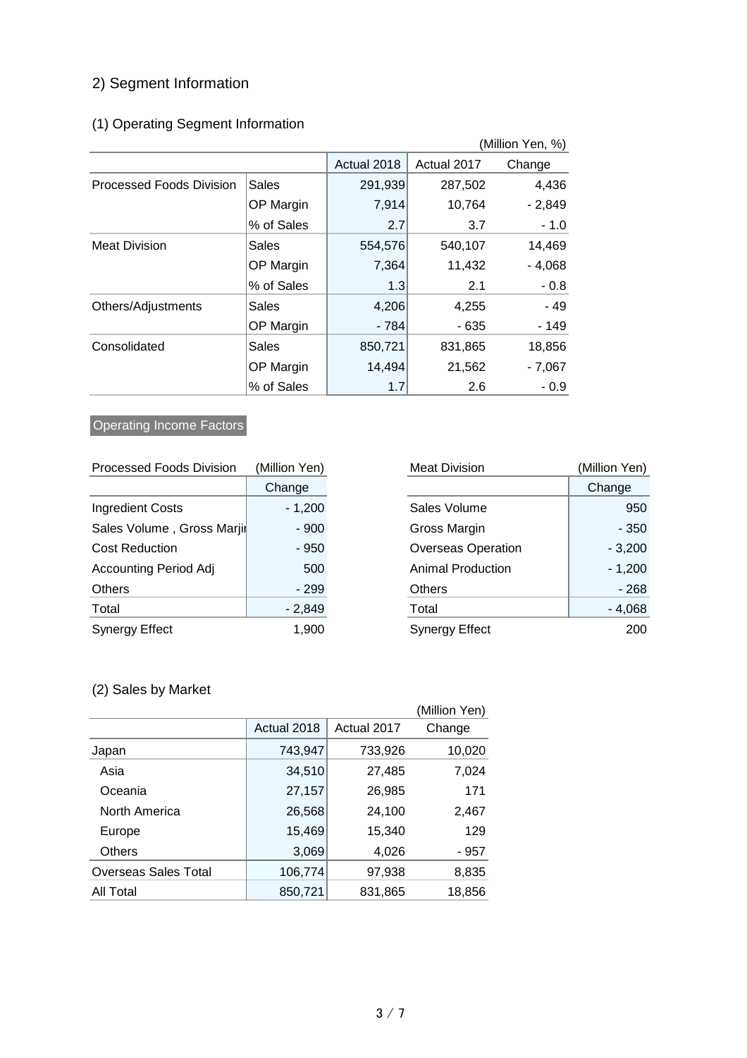## 2) Segment Information

### (1) Operating Segment Information

(Million Yen, %)

| | | Actual 2018 | Actual 2017 | Change |
|---|---|---|---|---|
| Processed Foods Division | Sales | 291,939 | 287,502 | 4,436 |
| | OP Margin | 7,914 | 10,764 | - 2,849 |
| | % of Sales | 2.7 | 3.7 | - 1.0 |
| Meat Division | Sales | 554,576 | 540,107 | 14,469 |
| | OP Margin | 7,364 | 11,432 | - 4,068 |
| | % of Sales | 1.3 | 2.1 | - 0.8 |
| Others/Adjustments | Sales | 4,206 | 4,255 | - 49 |
| | OP Margin | - 784 | - 635 | - 149 |
| Consolidated | Sales | 850,721 | 831,865 | 18,856 |
| | OP Margin | 14,494 | 21,562 | - 7,067 |
| | % of Sales | 1.7 | 2.6 | - 0.9 |

Operating Income Factors

| Processed Foods Division | (Million Yen) |
|---|---|
| | Change |
| Ingredient Costs | - 1,200 |
| Sales Volume , Gross Marjin | - 900 |
| Cost Reduction | - 950 |
| Accounting Period Adj | 500 |
| Others | - 299 |
| Total | - 2,849 |
| Synergy Effect | 1,900 |

| Meat Division | (Million Yen) |
|---|---|
| | Change |
| Sales Volume | 950 |
| Gross Margin | - 350 |
| Overseas Operation | - 3,200 |
| Animal Production | - 1,200 |
| Others | - 268 |
| Total | - 4,068 |
| Synergy Effect | 200 |

### (2) Sales by Market

(Million Yen)

| | Actual 2018 | Actual 2017 | Change |
|---|---|---|---|
| Japan | 743,947 | 733,926 | 10,020 |
| Asia | 34,510 | 27,485 | 7,024 |
| Oceania | 27,157 | 26,985 | 171 |
| North America | 26,568 | 24,100 | 2,467 |
| Europe | 15,469 | 15,340 | 129 |
| Others | 3,069 | 4,026 | - 957 |
| Overseas Sales Total | 106,774 | 97,938 | 8,835 |
| All Total | 850,721 | 831,865 | 18,856 |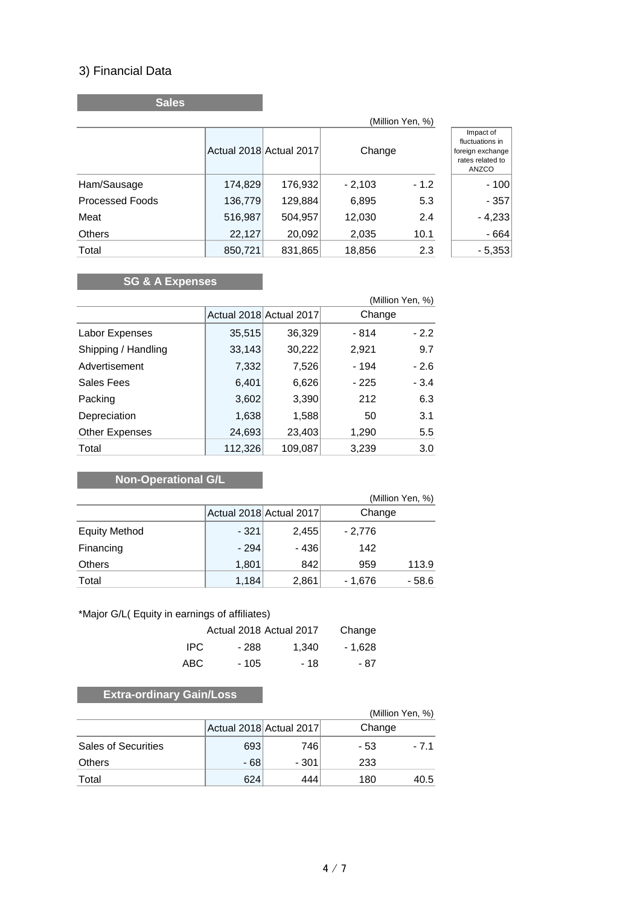### 3) Financial Data

**Sales**

(Million Yen, %)

| | Actual 2018 | Actual 2017 | Change | | Impact of fluctuations in foreign exchange rates related to ANZCO |
|---|---|---|---|---|---|
| Ham/Sausage | 174,829 | 176,932 | - 2,103 | - 1.2 | - 100 |
| Processed Foods | 136,779 | 129,884 | 6,895 | 5.3 | - 357 |
| Meat | 516,987 | 504,957 | 12,030 | 2.4 | - 4,233 |
| Others | 22,127 | 20,092 | 2,035 | 10.1 | - 664 |
| Total | 850,721 | 831,865 | 18,856 | 2.3 | - 5,353 |

**SG & A Expenses**

(Million Yen, %)

| | Actual 2018 | Actual 2017 | Change | |
|---|---|---|---|---|
| Labor Expenses | 35,515 | 36,329 | - 814 | - 2.2 |
| Shipping / Handling | 33,143 | 30,222 | 2,921 | 9.7 |
| Advertisement | 7,332 | 7,526 | - 194 | - 2.6 |
| Sales Fees | 6,401 | 6,626 | - 225 | - 3.4 |
| Packing | 3,602 | 3,390 | 212 | 6.3 |
| Depreciation | 1,638 | 1,588 | 50 | 3.1 |
| Other Expenses | 24,693 | 23,403 | 1,290 | 5.5 |
| Total | 112,326 | 109,087 | 3,239 | 3.0 |

**Non-Operational G/L**

(Million Yen, %)

| | Actual 2018 | Actual 2017 | Change | |
|---|---|---|---|---|
| Equity Method | - 321 | 2,455 | - 2,776 | |
| Financing | - 294 | - 436 | 142 | |
| Others | 1,801 | 842 | 959 | 113.9 |
| Total | 1,184 | 2,861 | - 1,676 | - 58.6 |

*Major G/L( Equity in earnings of affiliates)

| | Actual 2018 | Actual 2017 | Change |
|---|---|---|---|
| IPC | - 288 | 1,340 | - 1,628 |
| ABC | - 105 | - 18 | - 87 |

**Extra-ordinary Gain/Loss**

(Million Yen, %)

| | Actual 2018 | Actual 2017 | Change | |
|---|---|---|---|---|
| Sales of Securities | 693 | 746 | - 53 | - 7.1 |
| Others | - 68 | - 301 | 233 | |
| Total | 624 | 444 | 180 | 40.5 |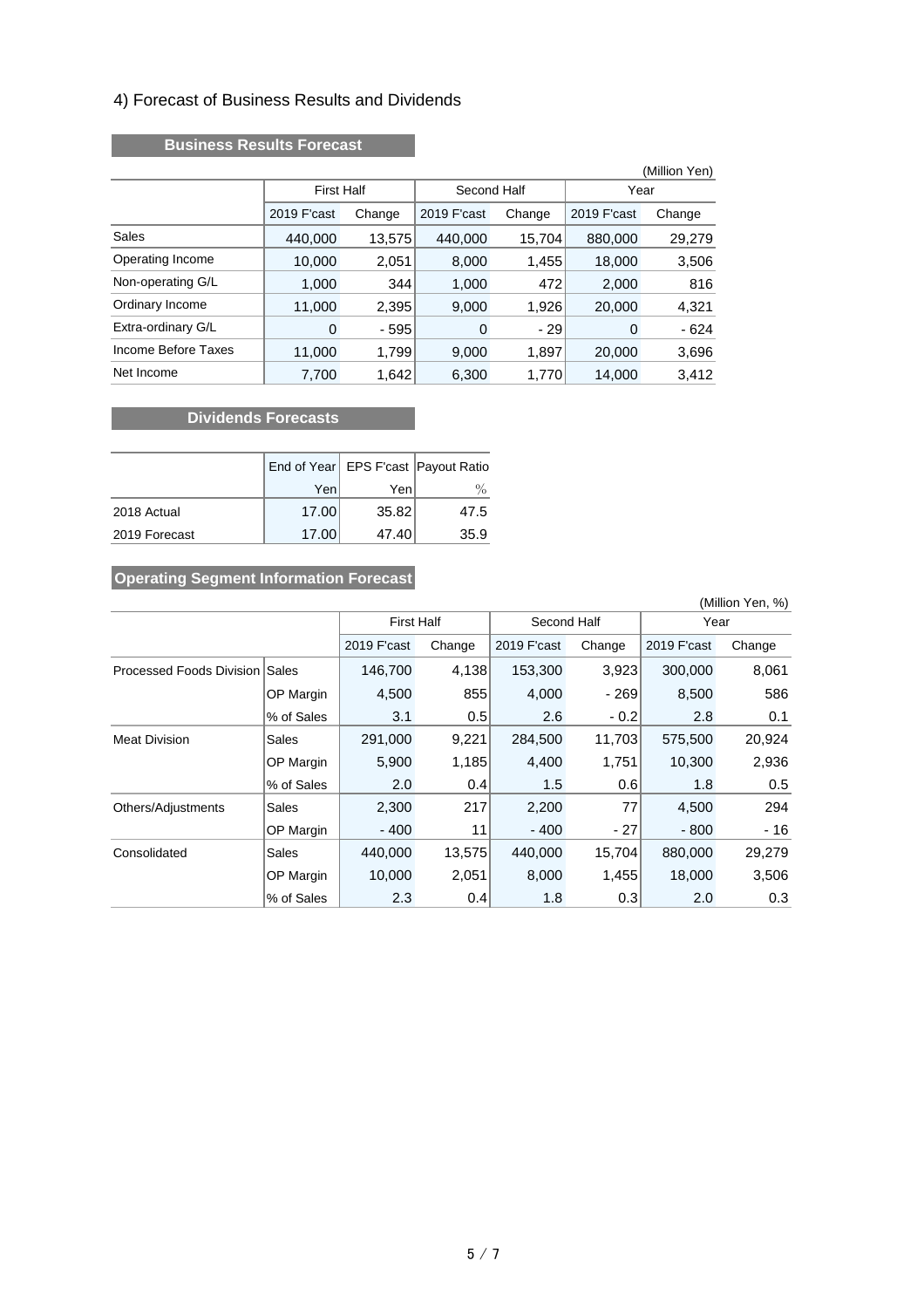## 4) Forecast of Business Results and Dividends

### Business Results Forecast

(Million Yen)

| | First Half | | Second Half | | Year | |
|---|---|---|---|---|---|---|
| | 2019 F'cast | Change | 2019 F'cast | Change | 2019 F'cast | Change |
| Sales | 440,000 | 13,575 | 440,000 | 15,704 | 880,000 | 29,279 |
| Operating Income | 10,000 | 2,051 | 8,000 | 1,455 | 18,000 | 3,506 |
| Non-operating G/L | 1,000 | 344 | 1,000 | 472 | 2,000 | 816 |
| Ordinary Income | 11,000 | 2,395 | 9,000 | 1,926 | 20,000 | 4,321 |
| Extra-ordinary G/L | 0 | - 595 | 0 | - 29 | 0 | - 624 |
| Income Before Taxes | 11,000 | 1,799 | 9,000 | 1,897 | 20,000 | 3,696 |
| Net Income | 7,700 | 1,642 | 6,300 | 1,770 | 14,000 | 3,412 |

### Dividends Forecasts

| | End of Year | EPS F'cast | Payout Ratio |
|---|---|---|---|
| | Yen | Yen | % |
| 2018 Actual | 17.00 | 35.82 | 47.5 |
| 2019 Forecast | 17.00 | 47.40 | 35.9 |

### Operating Segment Information Forecast

(Million Yen, %)

| | | First Half | | Second Half | | Year | |
|---|---|---|---|---|---|---|---|
| | | 2019 F'cast | Change | 2019 F'cast | Change | 2019 F'cast | Change |
| Processed Foods Division | Sales | 146,700 | 4,138 | 153,300 | 3,923 | 300,000 | 8,061 |
| | OP Margin | 4,500 | 855 | 4,000 | - 269 | 8,500 | 586 |
| | % of Sales | 3.1 | 0.5 | 2.6 | - 0.2 | 2.8 | 0.1 |
| Meat Division | Sales | 291,000 | 9,221 | 284,500 | 11,703 | 575,500 | 20,924 |
| | OP Margin | 5,900 | 1,185 | 4,400 | 1,751 | 10,300 | 2,936 |
| | % of Sales | 2.0 | 0.4 | 1.5 | 0.6 | 1.8 | 0.5 |
| Others/Adjustments | Sales | 2,300 | 217 | 2,200 | 77 | 4,500 | 294 |
| | OP Margin | - 400 | 11 | - 400 | - 27 | - 800 | - 16 |
| Consolidated | Sales | 440,000 | 13,575 | 440,000 | 15,704 | 880,000 | 29,279 |
| | OP Margin | 10,000 | 2,051 | 8,000 | 1,455 | 18,000 | 3,506 |
| | % of Sales | 2.3 | 0.4 | 1.8 | 0.3 | 2.0 | 0.3 |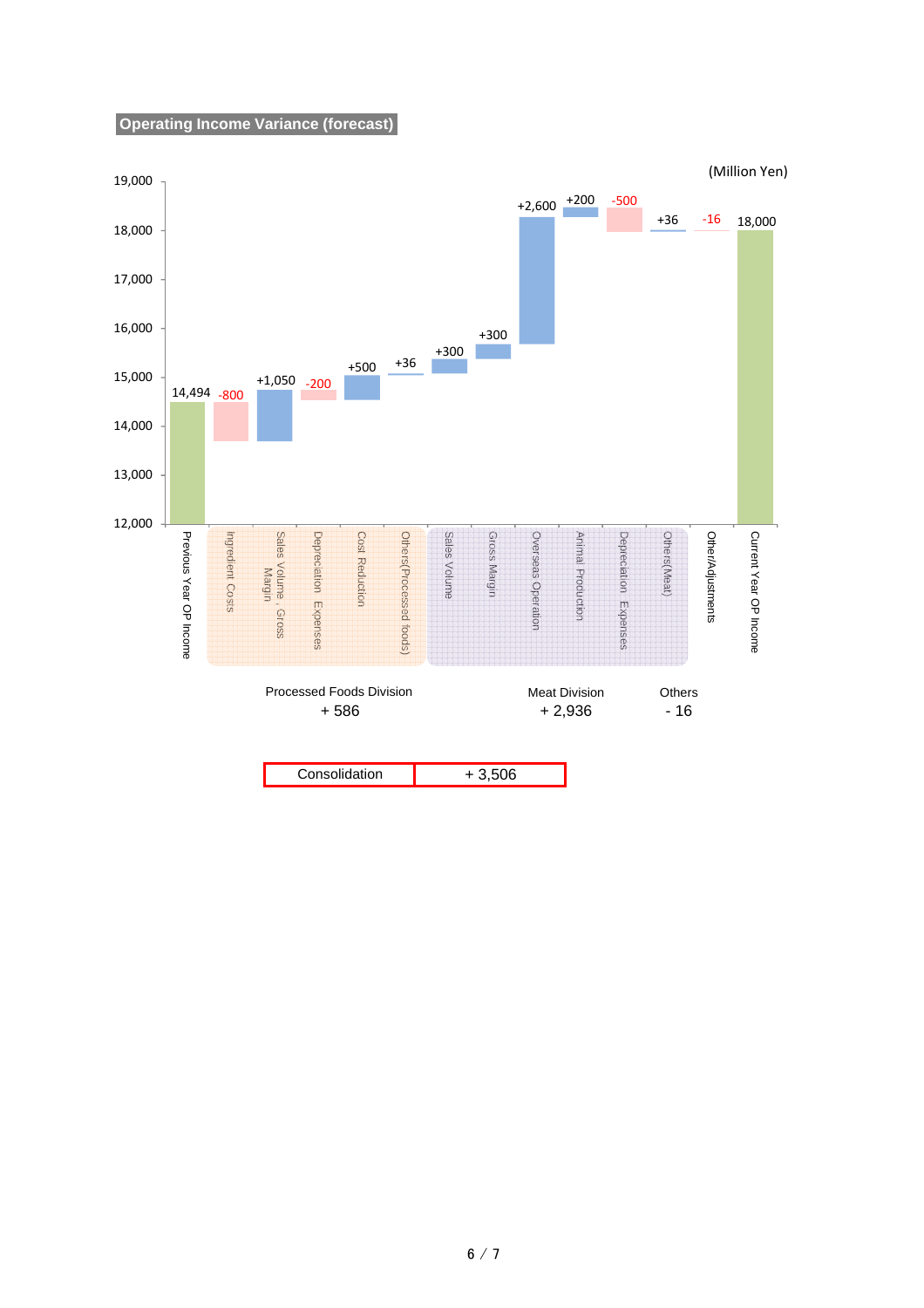## Operating Income Variance (forecast)

(Million Yen)

| Item | Variance (Million Yen) |
|---|---|
| Previous Year OP Income | 14,494 |
| Ingredient Costs | -800 |
| Sales Volume , Gross Margin | +1,050 |
| Depreciation Expenses | -200 |
| Cost Reduction | +500 |
| Others(Processed foods) | +36 |
| Sales Volume | +300 |
| Gross Margin | +300 |
| Overseas Operation | +2,600 |
| Animal Production | +200 |
| Depreciation Expenses | -500 |
| Others(Meat) | +36 |
| Other/Adjustments | -16 |
| Current Year OP Income | 18,000 |

Processed Foods Division + 586

Meat Division + 2,936

Others - 16

| Consolidation | + 3,506 |
|---|---|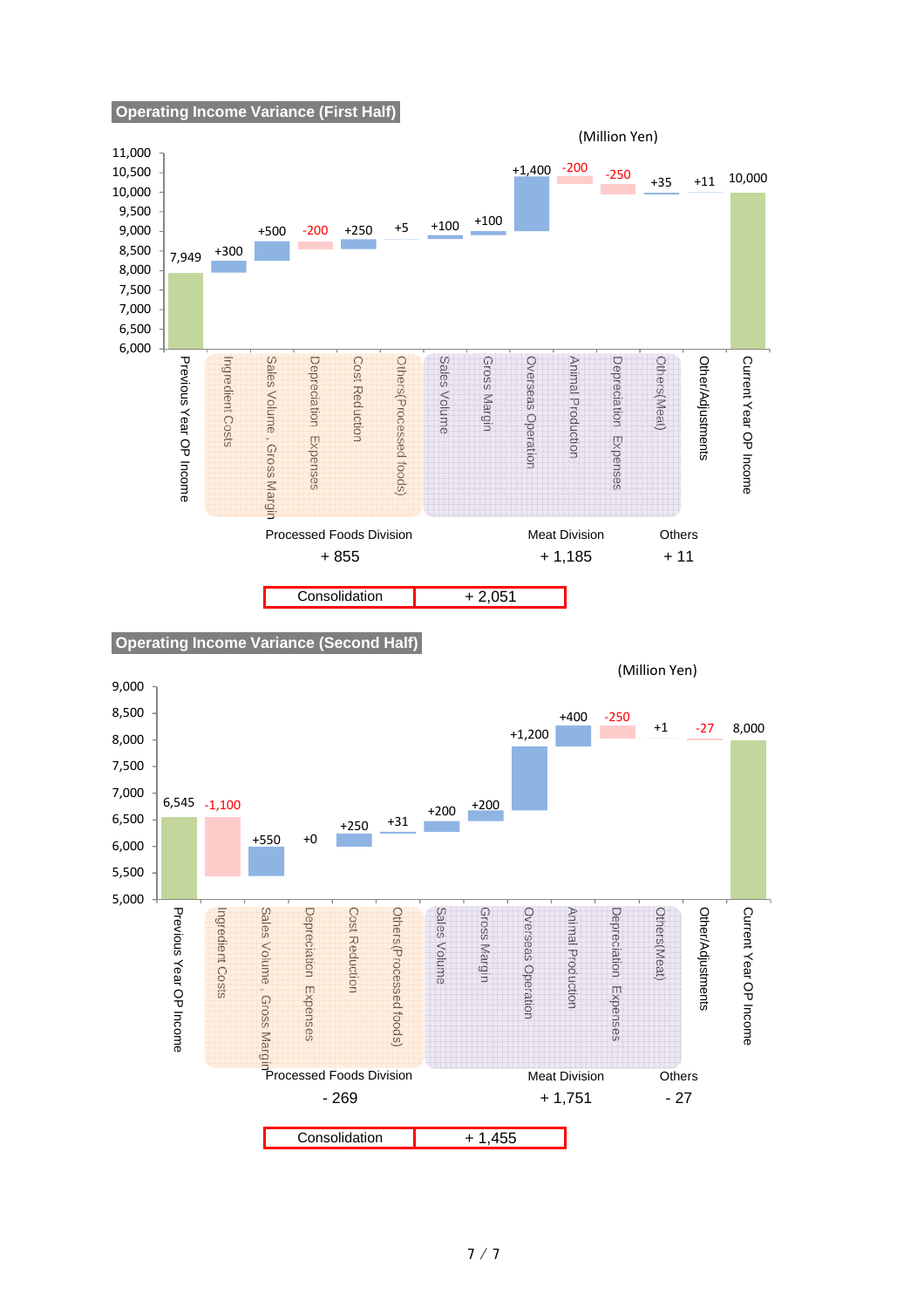## Operating Income Variance (First Half)

(Million Yen)

11,000
10,500
10,000
9,500
9,000
8,500
8,000
7,500
7,000
6,500
6,000

7,949
+300
+500
-200
+250
+5
+100
+100
+1,400
-200
-250
+35
+11
10,000

Previous Year OP Income
Ingredient Costs
Sales Volume , Gross Margin
Depreciation Expenses
Cost Reduction
Others(Processed foods)
Sales Volume
Gross Margin
Overseas Operation
Animal Production
Depreciation Expenses
Others(Meat)
Other/Adjustments
Current Year OP Income

Processed Foods Division
+ 855

Meat Division
+ 1,185

Others
+ 11

| Consolidation | + 2,051 |
|---|---|

## Operating Income Variance (Second Half)

(Million Yen)

9,000
8,500
8,000
7,500
7,000
6,500
6,000
5,500
5,000

6,545
-1,100
+550
+0
+250
+31
+200
+200
+1,200
+400
-250
+1
-27
8,000

Previous Year OP Income
Ingredient Costs
Sales Volume , Gross Margin
Depreciation Expenses
Cost Reduction
Others(Processed foods)
Sales Volume
Gross Margin
Overseas Operation
Animal Production
Depreciation Expenses
Others(Meat)
Other/Adjustments
Current Year OP Income

Processed Foods Division
- 269

Meat Division
+ 1,751

Others
- 27

| Consolidation | + 1,455 |
|---|---|